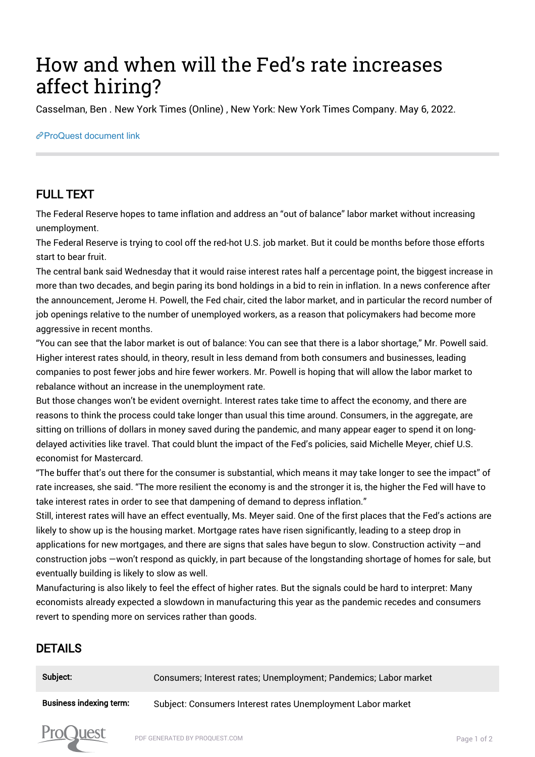# How and when will the Fed's rate increases affect hiring?

Casselman, Ben . New York Times (Online) , New York: New York Times Company. May 6, 2022.

ProQuest document link

## FULL TEXT

The Federal Reserve hopes to tame inflation and address an "out of balance" labor market without increasing unemployment.

The Federal Reserve is trying to cool off the red-hot U.S. job market. But it could be months before those efforts start to bear fruit.

The central bank said Wednesday that it would raise interest rates half a percentage point, the biggest increase in more than two decades, and begin paring its bond holdings in a bid to rein in inflation. In a news conference after the announcement, Jerome H. Powell, the Fed chair, cited the labor market, and in particular the record number of job openings relative to the number of unemployed workers, as a reason that policymakers had become more aggressive in recent months.

"You can see that the labor market is out of balance: You can see that there is a labor shortage," Mr. Powell said. Higher interest rates should, in theory, result in less demand from both consumers and businesses, leading companies to post fewer jobs and hire fewer workers. Mr. Powell is hoping that will allow the labor market to rebalance without an increase in the unemployment rate.

But those changes won't be evident overnight. Interest rates take time to affect the economy, and there are reasons to think the process could take longer than usual this time around. Consumers, in the aggregate, are sitting on trillions of dollars in money saved during the pandemic, and many appear eager to spend it on long-delayed activities like travel. That could blunt the impact of the Fed's policies, said Michelle Meyer, chief U.S. economist for Mastercard.

"The buffer that's out there for the consumer is substantial, which means it may take longer to see the impact" of rate increases, she said. "The more resilient the economy is and the stronger it is, the higher the Fed will have to take interest rates in order to see that dampening of demand to depress inflation."

Still, interest rates will have an effect eventually, Ms. Meyer said. One of the first places that the Fed's actions are likely to show up is the housing market. Mortgage rates have risen significantly, leading to a steep drop in applications for new mortgages, and there are signs that sales have begun to slow. Construction activity —and construction jobs —won't respond as quickly, in part because of the longstanding shortage of homes for sale, but eventually building is likely to slow as well.

Manufacturing is also likely to feel the effect of higher rates. But the signals could be hard to interpret: Many economists already expected a slowdown in manufacturing this year as the pandemic recedes and consumers revert to spending more on services rather than goods.

## DETAILS

| | |
|---|---|
| **Subject:** | Consumers; Interest rates; Unemployment; Pandemics; Labor market |
| **Business indexing term:** | Subject: Consumers Interest rates Unemployment Labor market |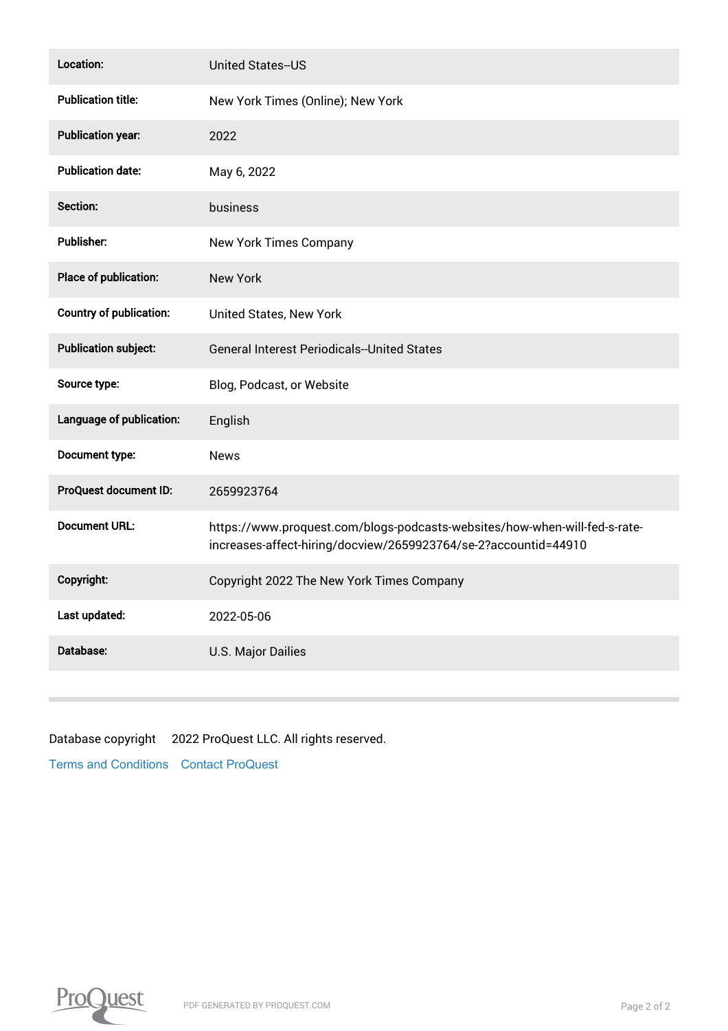| | |
|---|---|
| **Location:** | United States--US |
| **Publication title:** | New York Times (Online); New York |
| **Publication year:** | 2022 |
| **Publication date:** | May 6, 2022 |
| **Section:** | business |
| **Publisher:** | New York Times Company |
| **Place of publication:** | New York |
| **Country of publication:** | United States, New York |
| **Publication subject:** | General Interest Periodicals--United States |
| **Source type:** | Blog, Podcast, or Website |
| **Language of publication:** | English |
| **Document type:** | News |
| **ProQuest document ID:** | 2659923764 |
| **Document URL:** | https://www.proquest.com/blogs-podcasts-websites/how-when-will-fed-s-rate-increases-affect-hiring/docview/2659923764/se-2?accountid=44910 |
| **Copyright:** | Copyright 2022 The New York Times Company |
| **Last updated:** | 2022-05-06 |
| **Database:** | U.S. Major Dailies |

Database copyright 2022 ProQuest LLC. All rights reserved.

Terms and Conditions Contact ProQuest